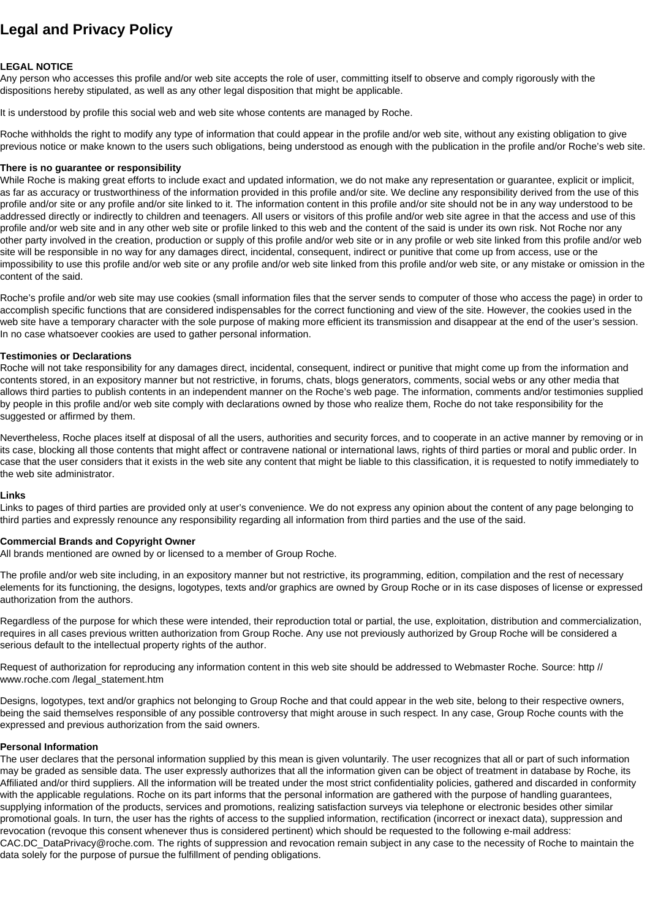# Legal and Privacy Policy

**LEGAL NOTICE**
Any person who accesses this profile and/or web site accepts the role of user, committing itself to observe and comply rigorously with the dispositions hereby stipulated, as well as any other legal disposition that might be applicable.

It is understood by profile this social web and web site whose contents are managed by Roche.

Roche withholds the right to modify any type of information that could appear in the profile and/or web site, without any existing obligation to give previous notice or make known to the users such obligations, being understood as enough with the publication in the profile and/or Roche's web site.

**There is no guarantee or responsibility**
While Roche is making great efforts to include exact and updated information, we do not make any representation or guarantee, explicit or implicit, as far as accuracy or trustworthiness of the information provided in this profile and/or site. We decline any responsibility derived from the use of this profile and/or site or any profile and/or site linked to it. The information content in this profile and/or site should not be in any way understood to be addressed directly or indirectly to children and teenagers. All users or visitors of this profile and/or web site agree in that the access and use of this profile and/or web site and in any other web site or profile linked to this web and the content of the said is under its own risk. Not Roche nor any other party involved in the creation, production or supply of this profile and/or web site or in any profile or web site linked from this profile and/or web site will be responsible in no way for any damages direct, incidental, consequent, indirect or punitive that come up from access, use or the impossibility to use this profile and/or web site or any profile and/or web site linked from this profile and/or web site, or any mistake or omission in the content of the said.

Roche's profile and/or web site may use cookies (small information files that the server sends to computer of those who access the page) in order to accomplish specific functions that are considered indispensables for the correct functioning and view of the site. However, the cookies used in the web site have a temporary character with the sole purpose of making more efficient its transmission and disappear at the end of the user's session. In no case whatsoever cookies are used to gather personal information.

**Testimonies or Declarations**
Roche will not take responsibility for any damages direct, incidental, consequent, indirect or punitive that might come up from the information and contents stored, in an expository manner but not restrictive, in forums, chats, blogs generators, comments, social webs or any other media that allows third parties to publish contents in an independent manner on the Roche's web page. The information, comments and/or testimonies supplied by people in this profile and/or web site comply with declarations owned by those who realize them, Roche do not take responsibility for the suggested or affirmed by them.

Nevertheless, Roche places itself at disposal of all the users, authorities and security forces, and to cooperate in an active manner by removing or in its case, blocking all those contents that might affect or contravene national or international laws, rights of third parties or moral and public order. In case that the user considers that it exists in the web site any content that might be liable to this classification, it is requested to notify immediately to the web site administrator.

**Links**
Links to pages of third parties are provided only at user's convenience. We do not express any opinion about the content of any page belonging to third parties and expressly renounce any responsibility regarding all information from third parties and the use of the said.

**Commercial Brands and Copyright Owner**
All brands mentioned are owned by or licensed to a member of Group Roche.

The profile and/or web site including, in an expository manner but not restrictive, its programming, edition, compilation and the rest of necessary elements for its functioning, the designs, logotypes, texts and/or graphics are owned by Group Roche or in its case disposes of license or expressed authorization from the authors.

Regardless of the purpose for which these were intended, their reproduction total or partial, the use, exploitation, distribution and commercialization, requires in all cases previous written authorization from Group Roche. Any use not previously authorized by Group Roche will be considered a serious default to the intellectual property rights of the author.

Request of authorization for reproducing any information content in this web site should be addressed to Webmaster Roche. Source: http // www.roche.com /legal_statement.htm

Designs, logotypes, text and/or graphics not belonging to Group Roche and that could appear in the web site, belong to their respective owners, being the said themselves responsible of any possible controversy that might arouse in such respect. In any case, Group Roche counts with the expressed and previous authorization from the said owners.

**Personal Information**
The user declares that the personal information supplied by this mean is given voluntarily. The user recognizes that all or part of such information may be graded as sensible data. The user expressly authorizes that all the information given can be object of treatment in database by Roche, its Affiliated and/or third suppliers. All the information will be treated under the most strict confidentiality policies, gathered and discarded in conformity with the applicable regulations. Roche on its part informs that the personal information are gathered with the purpose of handling guarantees, supplying information of the products, services and promotions, realizing satisfaction surveys via telephone or electronic besides other similar promotional goals. In turn, the user has the rights of access to the supplied information, rectification (incorrect or inexact data), suppression and revocation (revoque this consent whenever thus is considered pertinent) which should be requested to the following e-mail address: CAC.DC_DataPrivacy@roche.com. The rights of suppression and revocation remain subject in any case to the necessity of Roche to maintain the data solely for the purpose of pursue the fulfillment of pending obligations.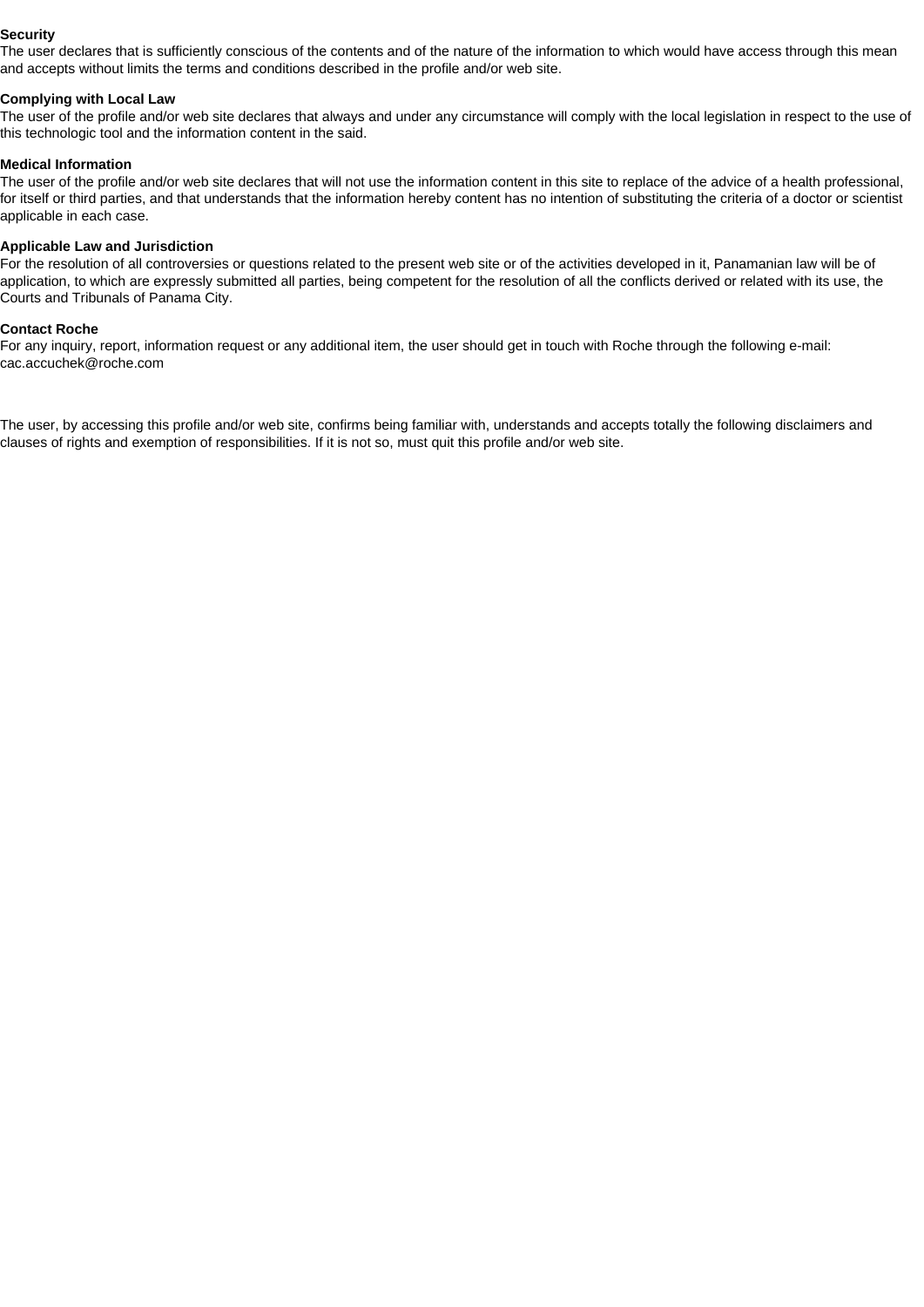**Security**
The user declares that is sufficiently conscious of the contents and of the nature of the information to which would have access through this mean and accepts without limits the terms and conditions described in the profile and/or web site.

**Complying with Local Law**
The user of the profile and/or web site declares that always and under any circumstance will comply with the local legislation in respect to the use of this technologic tool and the information content in the said.

**Medical Information**
The user of the profile and/or web site declares that will not use the information content in this site to replace of the advice of a health professional, for itself or third parties, and that understands that the information hereby content has no intention of substituting the criteria of a doctor or scientist applicable in each case.

**Applicable Law and Jurisdiction**
For the resolution of all controversies or questions related to the present web site or of the activities developed in it, Panamanian law will be of application, to which are expressly submitted all parties, being competent for the resolution of all the conflicts derived or related with its use, the Courts and Tribunals of Panama City.

**Contact Roche**
For any inquiry, report, information request or any additional item, the user should get in touch with Roche through the following e-mail: cac.accuchek@roche.com

The user, by accessing this profile and/or web site, confirms being familiar with, understands and accepts totally the following disclaimers and clauses of rights and exemption of responsibilities. If it is not so, must quit this profile and/or web site.